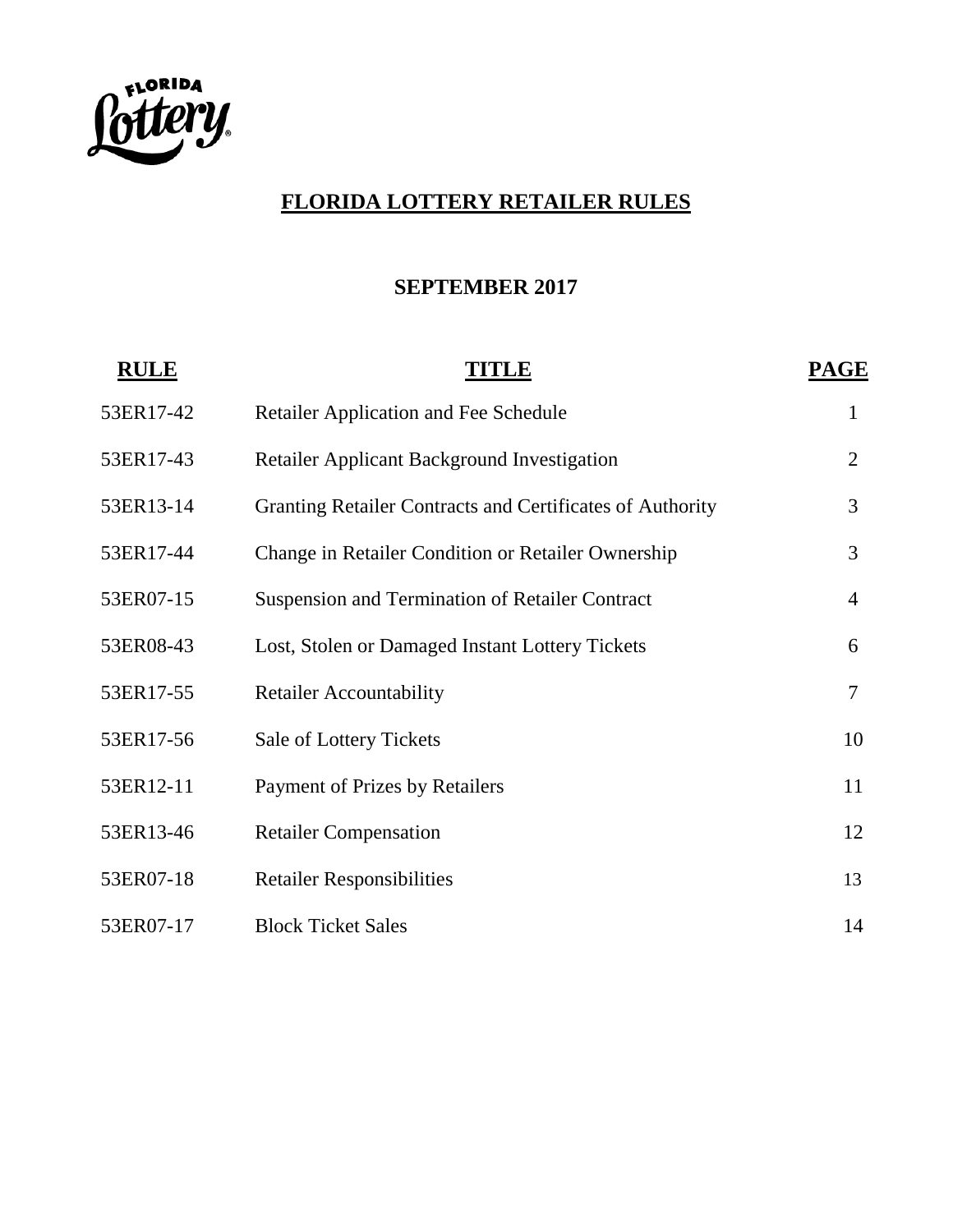# FLORIDA LOTTERY RETAILER RULES

## SEPTEMBER 2017

| RULE | TITLE | PAGE |
|---|---|---|
| 53ER17-42 | Retailer Application and Fee Schedule | 1 |
| 53ER17-43 | Retailer Applicant Background Investigation | 2 |
| 53ER13-14 | Granting Retailer Contracts and Certificates of Authority | 3 |
| 53ER17-44 | Change in Retailer Condition or Retailer Ownership | 3 |
| 53ER07-15 | Suspension and Termination of Retailer Contract | 4 |
| 53ER08-43 | Lost, Stolen or Damaged Instant Lottery Tickets | 6 |
| 53ER17-55 | Retailer Accountability | 7 |
| 53ER17-56 | Sale of Lottery Tickets | 10 |
| 53ER12-11 | Payment of Prizes by Retailers | 11 |
| 53ER13-46 | Retailer Compensation | 12 |
| 53ER07-18 | Retailer Responsibilities | 13 |
| 53ER07-17 | Block Ticket Sales | 14 |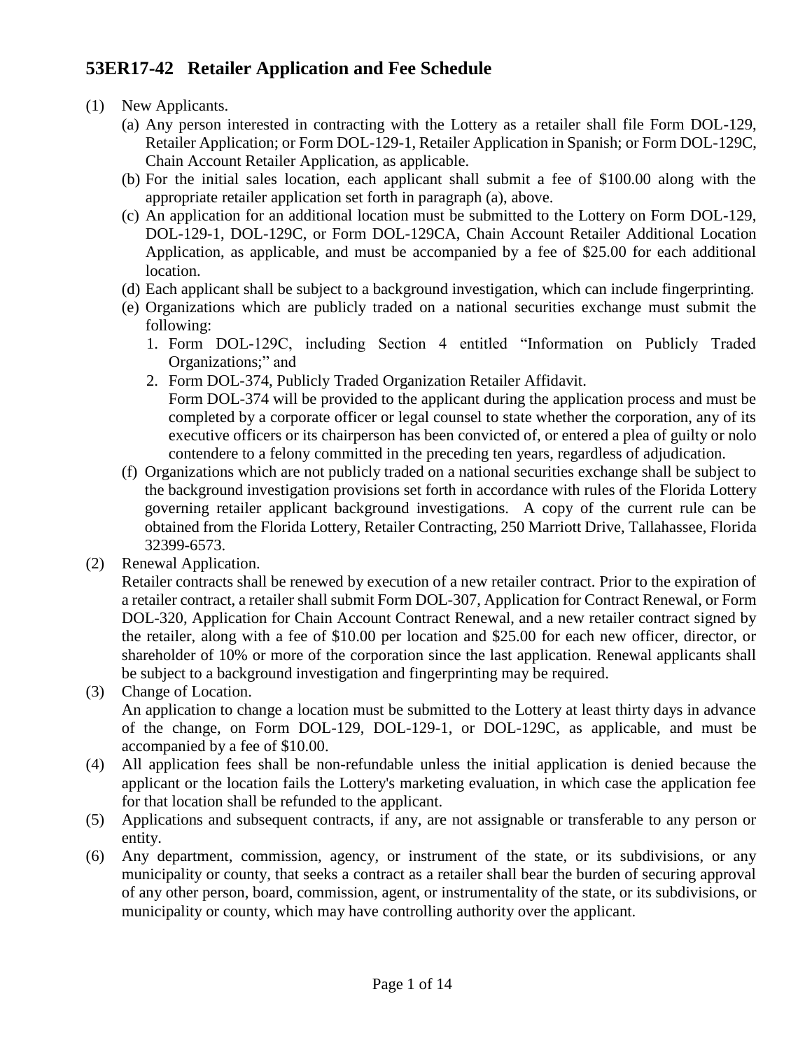## 53ER17-42 Retailer Application and Fee Schedule

(1) New Applicants.

   (a) Any person interested in contracting with the Lottery as a retailer shall file Form DOL-129, Retailer Application; or Form DOL-129-1, Retailer Application in Spanish; or Form DOL-129C, Chain Account Retailer Application, as applicable.

   (b) For the initial sales location, each applicant shall submit a fee of $100.00 along with the appropriate retailer application set forth in paragraph (a), above.

   (c) An application for an additional location must be submitted to the Lottery on Form DOL-129, DOL-129-1, DOL-129C, or Form DOL-129CA, Chain Account Retailer Additional Location Application, as applicable, and must be accompanied by a fee of $25.00 for each additional location.

   (d) Each applicant shall be subject to a background investigation, which can include fingerprinting.

   (e) Organizations which are publicly traded on a national securities exchange must submit the following:

      1. Form DOL-129C, including Section 4 entitled "Information on Publicly Traded Organizations;" and

      2. Form DOL-374, Publicly Traded Organization Retailer Affidavit.
      Form DOL-374 will be provided to the applicant during the application process and must be completed by a corporate officer or legal counsel to state whether the corporation, any of its executive officers or its chairperson has been convicted of, or entered a plea of guilty or nolo contendere to a felony committed in the preceding ten years, regardless of adjudication.

   (f) Organizations which are not publicly traded on a national securities exchange shall be subject to the background investigation provisions set forth in accordance with rules of the Florida Lottery governing retailer applicant background investigations. A copy of the current rule can be obtained from the Florida Lottery, Retailer Contracting, 250 Marriott Drive, Tallahassee, Florida 32399-6573.

(2) Renewal Application.
Retailer contracts shall be renewed by execution of a new retailer contract. Prior to the expiration of a retailer contract, a retailer shall submit Form DOL-307, Application for Contract Renewal, or Form DOL-320, Application for Chain Account Contract Renewal, and a new retailer contract signed by the retailer, along with a fee of $10.00 per location and $25.00 for each new officer, director, or shareholder of 10% or more of the corporation since the last application. Renewal applicants shall be subject to a background investigation and fingerprinting may be required.

(3) Change of Location.
An application to change a location must be submitted to the Lottery at least thirty days in advance of the change, on Form DOL-129, DOL-129-1, or DOL-129C, as applicable, and must be accompanied by a fee of $10.00.

(4) All application fees shall be non-refundable unless the initial application is denied because the applicant or the location fails the Lottery's marketing evaluation, in which case the application fee for that location shall be refunded to the applicant.

(5) Applications and subsequent contracts, if any, are not assignable or transferable to any person or entity.

(6) Any department, commission, agency, or instrument of the state, or its subdivisions, or any municipality or county, that seeks a contract as a retailer shall bear the burden of securing approval of any other person, board, commission, agent, or instrumentality of the state, or its subdivisions, or municipality or county, which may have controlling authority over the applicant.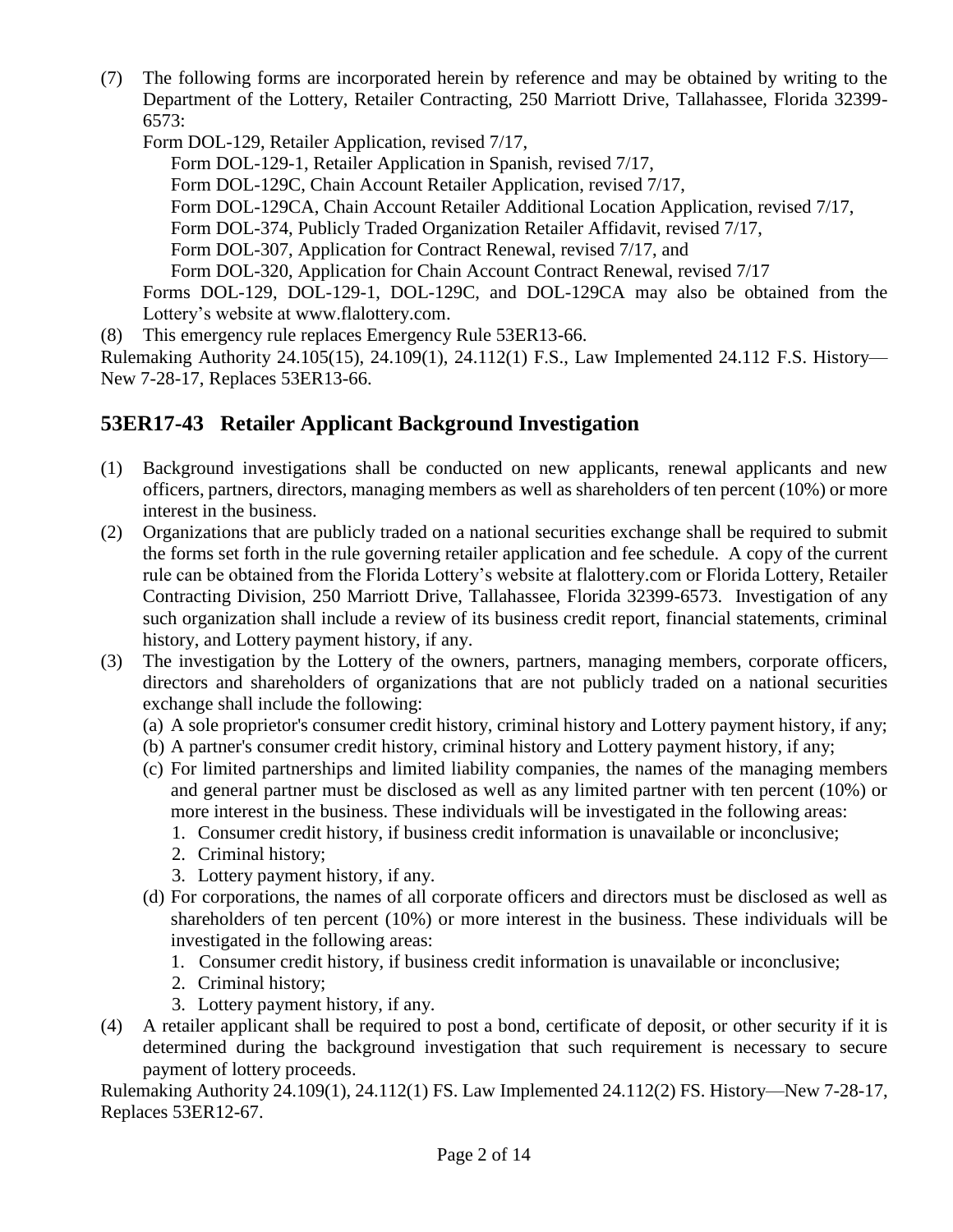(7) The following forms are incorporated herein by reference and may be obtained by writing to the Department of the Lottery, Retailer Contracting, 250 Marriott Drive, Tallahassee, Florida 32399-6573:

Form DOL-129, Retailer Application, revised 7/17,
 Form DOL-129-1, Retailer Application in Spanish, revised 7/17,
 Form DOL-129C, Chain Account Retailer Application, revised 7/17,
 Form DOL-129CA, Chain Account Retailer Additional Location Application, revised 7/17,
 Form DOL-374, Publicly Traded Organization Retailer Affidavit, revised 7/17,
 Form DOL-307, Application for Contract Renewal, revised 7/17, and
 Form DOL-320, Application for Chain Account Contract Renewal, revised 7/17

Forms DOL-129, DOL-129-1, DOL-129C, and DOL-129CA may also be obtained from the Lottery's website at www.flalottery.com.

(8) This emergency rule replaces Emergency Rule 53ER13-66.

Rulemaking Authority 24.105(15), 24.109(1), 24.112(1) F.S., Law Implemented 24.112 F.S. History—New 7-28-17, Replaces 53ER13-66.

## 53ER17-43 Retailer Applicant Background Investigation

(1) Background investigations shall be conducted on new applicants, renewal applicants and new officers, partners, directors, managing members as well as shareholders of ten percent (10%) or more interest in the business.

(2) Organizations that are publicly traded on a national securities exchange shall be required to submit the forms set forth in the rule governing retailer application and fee schedule. A copy of the current rule can be obtained from the Florida Lottery's website at flalottery.com or Florida Lottery, Retailer Contracting Division, 250 Marriott Drive, Tallahassee, Florida 32399-6573. Investigation of any such organization shall include a review of its business credit report, financial statements, criminal history, and Lottery payment history, if any.

(3) The investigation by the Lottery of the owners, partners, managing members, corporate officers, directors and shareholders of organizations that are not publicly traded on a national securities exchange shall include the following:

(a) A sole proprietor's consumer credit history, criminal history and Lottery payment history, if any;

(b) A partner's consumer credit history, criminal history and Lottery payment history, if any;

(c) For limited partnerships and limited liability companies, the names of the managing members and general partner must be disclosed as well as any limited partner with ten percent (10%) or more interest in the business. These individuals will be investigated in the following areas:

1. Consumer credit history, if business credit information is unavailable or inconclusive;
2. Criminal history;
3. Lottery payment history, if any.

(d) For corporations, the names of all corporate officers and directors must be disclosed as well as shareholders of ten percent (10%) or more interest in the business. These individuals will be investigated in the following areas:

1. Consumer credit history, if business credit information is unavailable or inconclusive;
2. Criminal history;
3. Lottery payment history, if any.

(4) A retailer applicant shall be required to post a bond, certificate of deposit, or other security if it is determined during the background investigation that such requirement is necessary to secure payment of lottery proceeds.

Rulemaking Authority 24.109(1), 24.112(1) FS. Law Implemented 24.112(2) FS. History—New 7-28-17, Replaces 53ER12-67.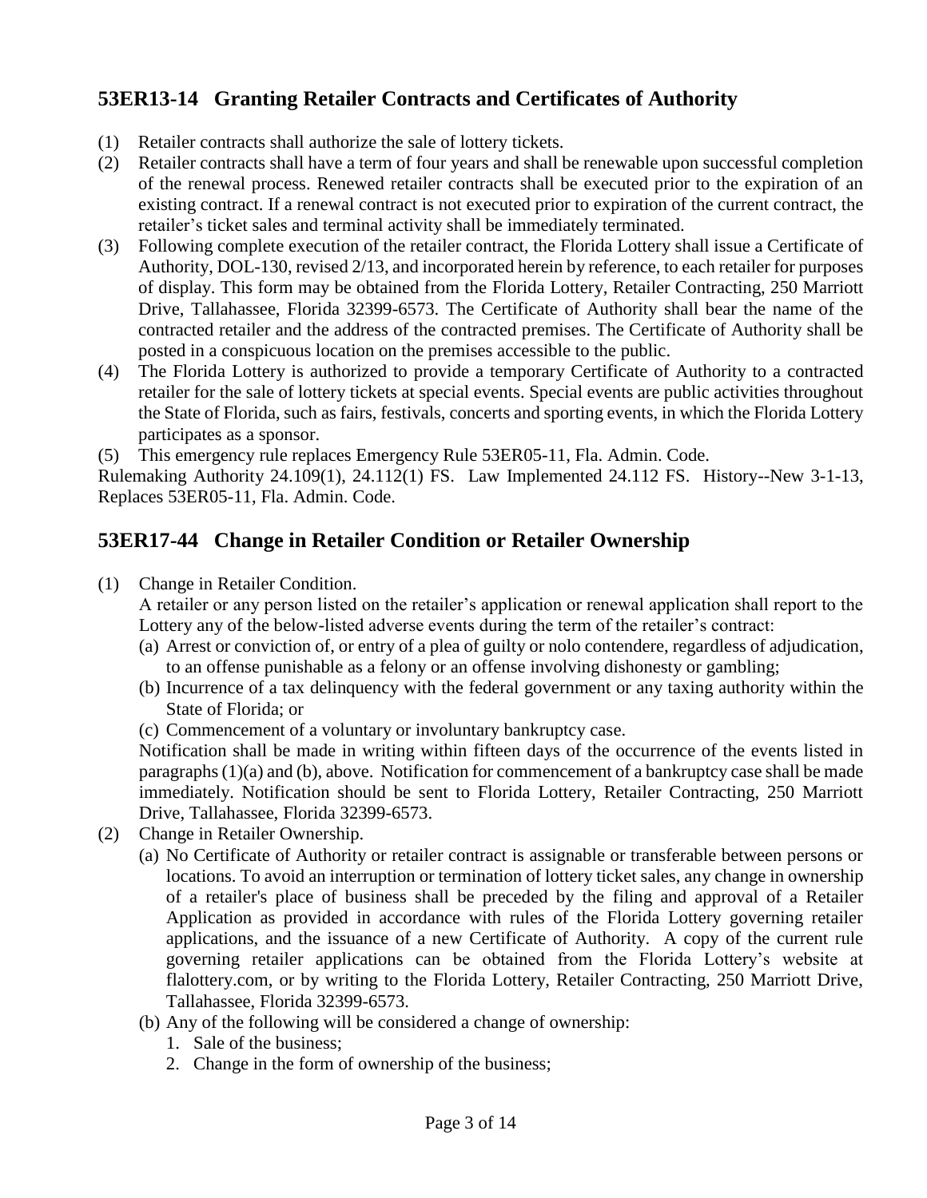## 53ER13-14 Granting Retailer Contracts and Certificates of Authority

(1) Retailer contracts shall authorize the sale of lottery tickets.

(2) Retailer contracts shall have a term of four years and shall be renewable upon successful completion of the renewal process. Renewed retailer contracts shall be executed prior to the expiration of an existing contract. If a renewal contract is not executed prior to expiration of the current contract, the retailer's ticket sales and terminal activity shall be immediately terminated.

(3) Following complete execution of the retailer contract, the Florida Lottery shall issue a Certificate of Authority, DOL-130, revised 2/13, and incorporated herein by reference, to each retailer for purposes of display. This form may be obtained from the Florida Lottery, Retailer Contracting, 250 Marriott Drive, Tallahassee, Florida 32399-6573. The Certificate of Authority shall bear the name of the contracted retailer and the address of the contracted premises. The Certificate of Authority shall be posted in a conspicuous location on the premises accessible to the public.

(4) The Florida Lottery is authorized to provide a temporary Certificate of Authority to a contracted retailer for the sale of lottery tickets at special events. Special events are public activities throughout the State of Florida, such as fairs, festivals, concerts and sporting events, in which the Florida Lottery participates as a sponsor.

(5) This emergency rule replaces Emergency Rule 53ER05-11, Fla. Admin. Code.

Rulemaking Authority 24.109(1), 24.112(1) FS. Law Implemented 24.112 FS. History--New 3-1-13, Replaces 53ER05-11, Fla. Admin. Code.

## 53ER17-44 Change in Retailer Condition or Retailer Ownership

(1) Change in Retailer Condition.

A retailer or any person listed on the retailer's application or renewal application shall report to the Lottery any of the below-listed adverse events during the term of the retailer's contract:

(a) Arrest or conviction of, or entry of a plea of guilty or nolo contendere, regardless of adjudication, to an offense punishable as a felony or an offense involving dishonesty or gambling;

(b) Incurrence of a tax delinquency with the federal government or any taxing authority within the State of Florida; or

(c) Commencement of a voluntary or involuntary bankruptcy case.

Notification shall be made in writing within fifteen days of the occurrence of the events listed in paragraphs (1)(a) and (b), above. Notification for commencement of a bankruptcy case shall be made immediately. Notification should be sent to Florida Lottery, Retailer Contracting, 250 Marriott Drive, Tallahassee, Florida 32399-6573.

(2) Change in Retailer Ownership.

(a) No Certificate of Authority or retailer contract is assignable or transferable between persons or locations. To avoid an interruption or termination of lottery ticket sales, any change in ownership of a retailer's place of business shall be preceded by the filing and approval of a Retailer Application as provided in accordance with rules of the Florida Lottery governing retailer applications, and the issuance of a new Certificate of Authority. A copy of the current rule governing retailer applications can be obtained from the Florida Lottery's website at flalottery.com, or by writing to the Florida Lottery, Retailer Contracting, 250 Marriott Drive, Tallahassee, Florida 32399-6573.

(b) Any of the following will be considered a change of ownership:

1. Sale of the business;
2. Change in the form of ownership of the business;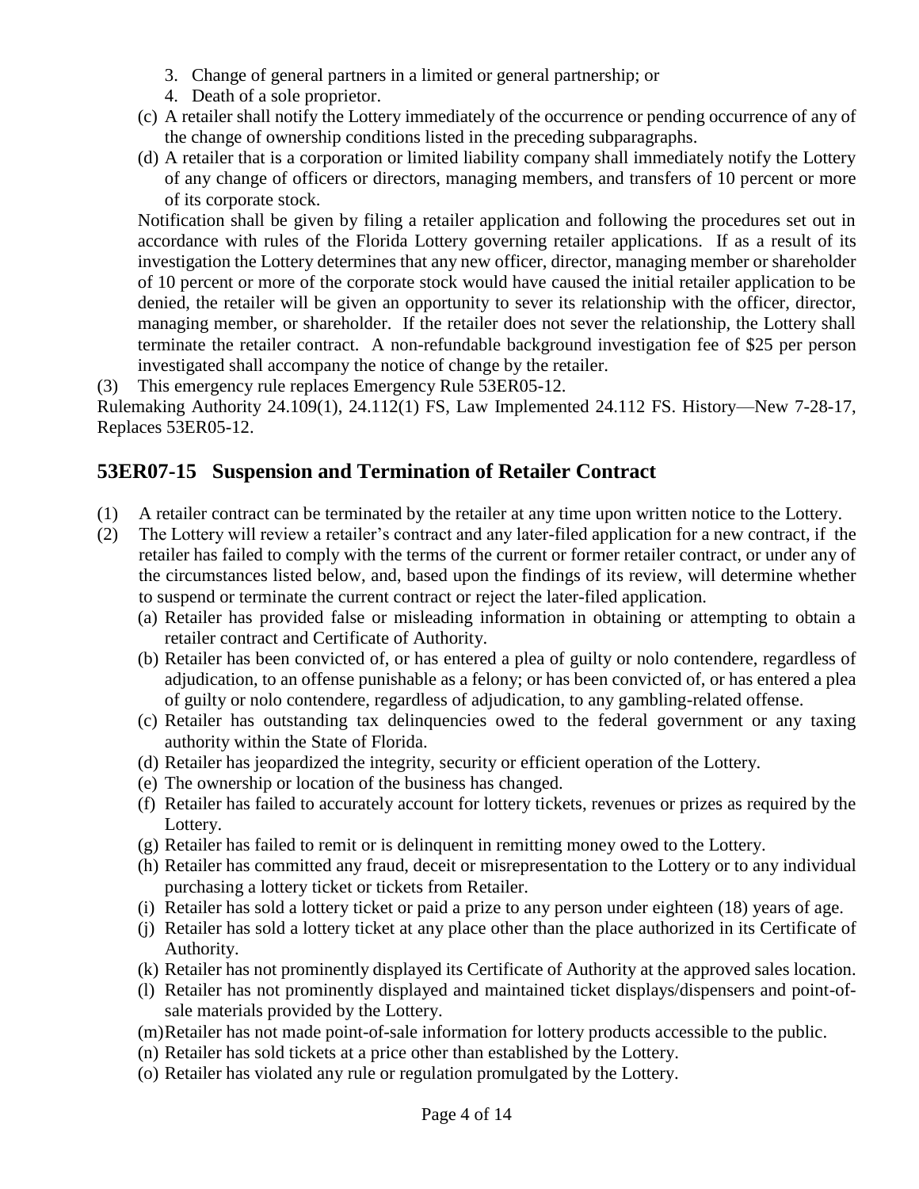3. Change of general partners in a limited or general partnership; or
4. Death of a sole proprietor.

(c) A retailer shall notify the Lottery immediately of the occurrence or pending occurrence of any of the change of ownership conditions listed in the preceding subparagraphs.

(d) A retailer that is a corporation or limited liability company shall immediately notify the Lottery of any change of officers or directors, managing members, and transfers of 10 percent or more of its corporate stock.

Notification shall be given by filing a retailer application and following the procedures set out in accordance with rules of the Florida Lottery governing retailer applications. If as a result of its investigation the Lottery determines that any new officer, director, managing member or shareholder of 10 percent or more of the corporate stock would have caused the initial retailer application to be denied, the retailer will be given an opportunity to sever its relationship with the officer, director, managing member, or shareholder. If the retailer does not sever the relationship, the Lottery shall terminate the retailer contract. A non-refundable background investigation fee of $25 per person investigated shall accompany the notice of change by the retailer.

(3) This emergency rule replaces Emergency Rule 53ER05-12.

Rulemaking Authority 24.109(1), 24.112(1) FS, Law Implemented 24.112 FS. History—New 7-28-17, Replaces 53ER05-12.

## 53ER07-15 Suspension and Termination of Retailer Contract

(1) A retailer contract can be terminated by the retailer at any time upon written notice to the Lottery.

(2) The Lottery will review a retailer's contract and any later-filed application for a new contract, if the retailer has failed to comply with the terms of the current or former retailer contract, or under any of the circumstances listed below, and, based upon the findings of its review, will determine whether to suspend or terminate the current contract or reject the later-filed application.

(a) Retailer has provided false or misleading information in obtaining or attempting to obtain a retailer contract and Certificate of Authority.

(b) Retailer has been convicted of, or has entered a plea of guilty or nolo contendere, regardless of adjudication, to an offense punishable as a felony; or has been convicted of, or has entered a plea of guilty or nolo contendere, regardless of adjudication, to any gambling-related offense.

(c) Retailer has outstanding tax delinquencies owed to the federal government or any taxing authority within the State of Florida.

(d) Retailer has jeopardized the integrity, security or efficient operation of the Lottery.

(e) The ownership or location of the business has changed.

(f) Retailer has failed to accurately account for lottery tickets, revenues or prizes as required by the Lottery.

(g) Retailer has failed to remit or is delinquent in remitting money owed to the Lottery.

(h) Retailer has committed any fraud, deceit or misrepresentation to the Lottery or to any individual purchasing a lottery ticket or tickets from Retailer.

(i) Retailer has sold a lottery ticket or paid a prize to any person under eighteen (18) years of age.

(j) Retailer has sold a lottery ticket at any place other than the place authorized in its Certificate of Authority.

(k) Retailer has not prominently displayed its Certificate of Authority at the approved sales location.

(l) Retailer has not prominently displayed and maintained ticket displays/dispensers and point-of-sale materials provided by the Lottery.

(m) Retailer has not made point-of-sale information for lottery products accessible to the public.

(n) Retailer has sold tickets at a price other than established by the Lottery.

(o) Retailer has violated any rule or regulation promulgated by the Lottery.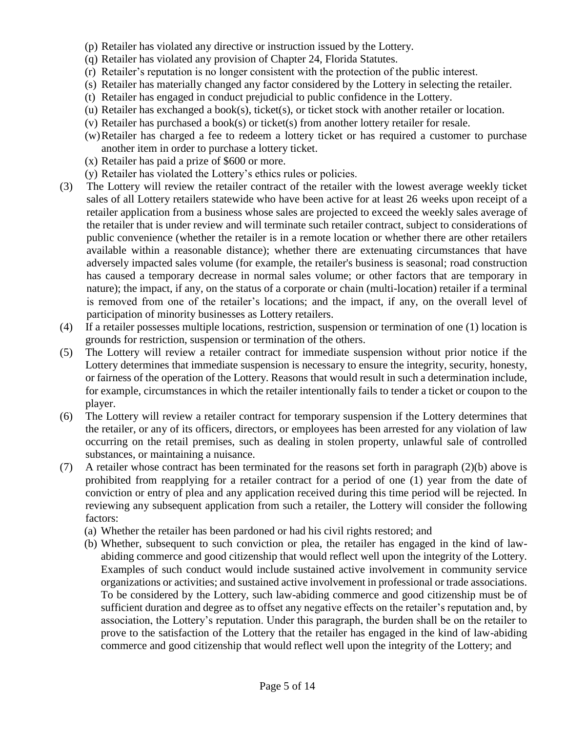(p) Retailer has violated any directive or instruction issued by the Lottery.
(q) Retailer has violated any provision of Chapter 24, Florida Statutes.
(r) Retailer's reputation is no longer consistent with the protection of the public interest.
(s) Retailer has materially changed any factor considered by the Lottery in selecting the retailer.
(t) Retailer has engaged in conduct prejudicial to public confidence in the Lottery.
(u) Retailer has exchanged a book(s), ticket(s), or ticket stock with another retailer or location.
(v) Retailer has purchased a book(s) or ticket(s) from another lottery retailer for resale.
(w) Retailer has charged a fee to redeem a lottery ticket or has required a customer to purchase another item in order to purchase a lottery ticket.
(x) Retailer has paid a prize of $600 or more.
(y) Retailer has violated the Lottery's ethics rules or policies.

(3) The Lottery will review the retailer contract of the retailer with the lowest average weekly ticket sales of all Lottery retailers statewide who have been active for at least 26 weeks upon receipt of a retailer application from a business whose sales are projected to exceed the weekly sales average of the retailer that is under review and will terminate such retailer contract, subject to considerations of public convenience (whether the retailer is in a remote location or whether there are other retailers available within a reasonable distance); whether there are extenuating circumstances that have adversely impacted sales volume (for example, the retailer's business is seasonal; road construction has caused a temporary decrease in normal sales volume; or other factors that are temporary in nature); the impact, if any, on the status of a corporate or chain (multi-location) retailer if a terminal is removed from one of the retailer's locations; and the impact, if any, on the overall level of participation of minority businesses as Lottery retailers.

(4) If a retailer possesses multiple locations, restriction, suspension or termination of one (1) location is grounds for restriction, suspension or termination of the others.

(5) The Lottery will review a retailer contract for immediate suspension without prior notice if the Lottery determines that immediate suspension is necessary to ensure the integrity, security, honesty, or fairness of the operation of the Lottery. Reasons that would result in such a determination include, for example, circumstances in which the retailer intentionally fails to tender a ticket or coupon to the player.

(6) The Lottery will review a retailer contract for temporary suspension if the Lottery determines that the retailer, or any of its officers, directors, or employees has been arrested for any violation of law occurring on the retail premises, such as dealing in stolen property, unlawful sale of controlled substances, or maintaining a nuisance.

(7) A retailer whose contract has been terminated for the reasons set forth in paragraph (2)(b) above is prohibited from reapplying for a retailer contract for a period of one (1) year from the date of conviction or entry of plea and any application received during this time period will be rejected. In reviewing any subsequent application from such a retailer, the Lottery will consider the following factors:
(a) Whether the retailer has been pardoned or had his civil rights restored; and
(b) Whether, subsequent to such conviction or plea, the retailer has engaged in the kind of law-abiding commerce and good citizenship that would reflect well upon the integrity of the Lottery. Examples of such conduct would include sustained active involvement in community service organizations or activities; and sustained active involvement in professional or trade associations. To be considered by the Lottery, such law-abiding commerce and good citizenship must be of sufficient duration and degree as to offset any negative effects on the retailer's reputation and, by association, the Lottery's reputation. Under this paragraph, the burden shall be on the retailer to prove to the satisfaction of the Lottery that the retailer has engaged in the kind of law-abiding commerce and good citizenship that would reflect well upon the integrity of the Lottery; and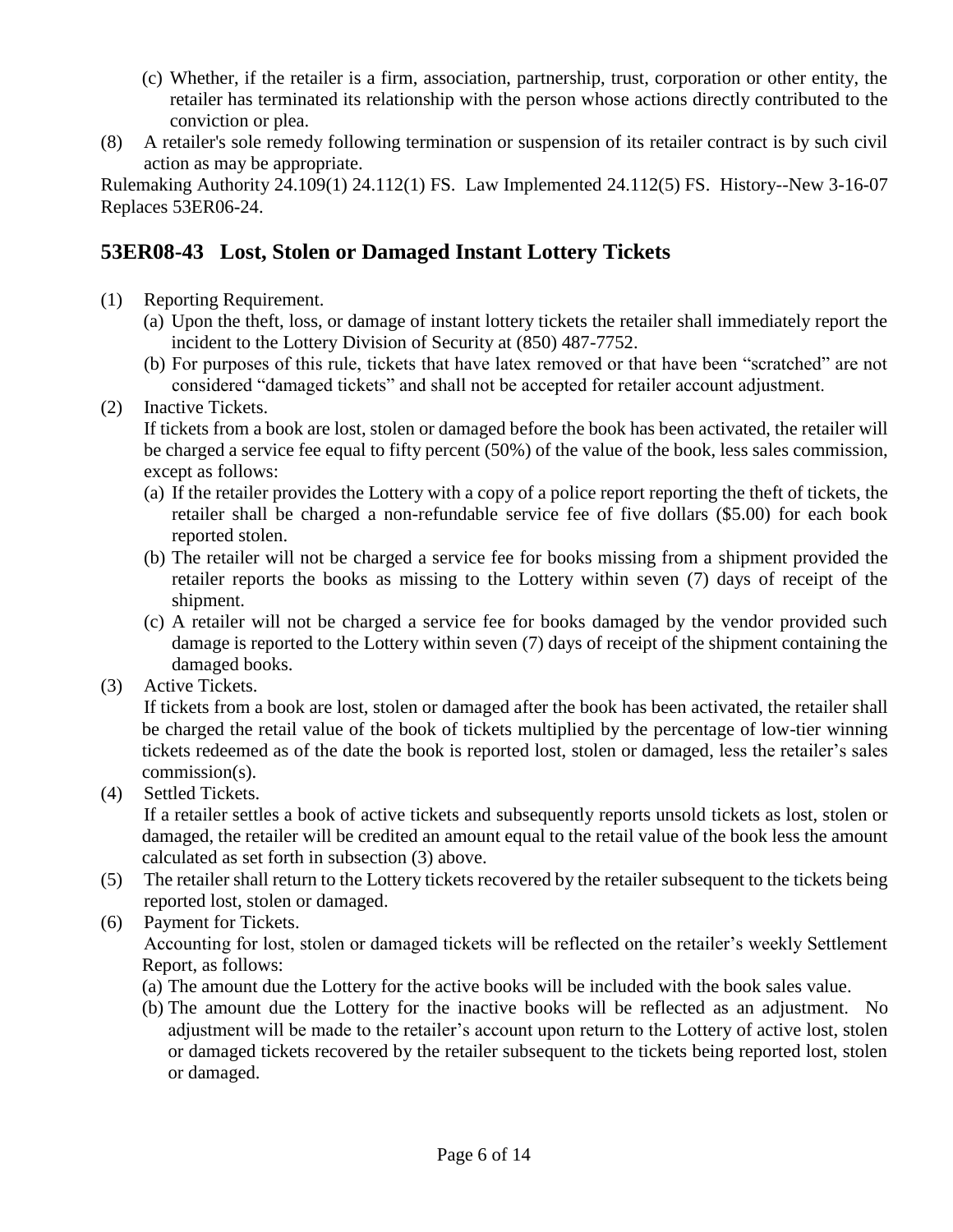(c) Whether, if the retailer is a firm, association, partnership, trust, corporation or other entity, the retailer has terminated its relationship with the person whose actions directly contributed to the conviction or plea.

(8) A retailer's sole remedy following termination or suspension of its retailer contract is by such civil action as may be appropriate.

Rulemaking Authority 24.109(1) 24.112(1) FS. Law Implemented 24.112(5) FS. History--New 3-16-07 Replaces 53ER06-24.

## 53ER08-43 Lost, Stolen or Damaged Instant Lottery Tickets

(1) Reporting Requirement.
   (a) Upon the theft, loss, or damage of instant lottery tickets the retailer shall immediately report the incident to the Lottery Division of Security at (850) 487-7752.
   (b) For purposes of this rule, tickets that have latex removed or that have been "scratched" are not considered "damaged tickets" and shall not be accepted for retailer account adjustment.

(2) Inactive Tickets.
   If tickets from a book are lost, stolen or damaged before the book has been activated, the retailer will be charged a service fee equal to fifty percent (50%) of the value of the book, less sales commission, except as follows:
   (a) If the retailer provides the Lottery with a copy of a police report reporting the theft of tickets, the retailer shall be charged a non-refundable service fee of five dollars ($5.00) for each book reported stolen.
   (b) The retailer will not be charged a service fee for books missing from a shipment provided the retailer reports the books as missing to the Lottery within seven (7) days of receipt of the shipment.
   (c) A retailer will not be charged a service fee for books damaged by the vendor provided such damage is reported to the Lottery within seven (7) days of receipt of the shipment containing the damaged books.

(3) Active Tickets.
   If tickets from a book are lost, stolen or damaged after the book has been activated, the retailer shall be charged the retail value of the book of tickets multiplied by the percentage of low-tier winning tickets redeemed as of the date the book is reported lost, stolen or damaged, less the retailer's sales commission(s).

(4) Settled Tickets.
   If a retailer settles a book of active tickets and subsequently reports unsold tickets as lost, stolen or damaged, the retailer will be credited an amount equal to the retail value of the book less the amount calculated as set forth in subsection (3) above.

(5) The retailer shall return to the Lottery tickets recovered by the retailer subsequent to the tickets being reported lost, stolen or damaged.

(6) Payment for Tickets.
   Accounting for lost, stolen or damaged tickets will be reflected on the retailer's weekly Settlement Report, as follows:
   (a) The amount due the Lottery for the active books will be included with the book sales value.
   (b) The amount due the Lottery for the inactive books will be reflected as an adjustment. No adjustment will be made to the retailer's account upon return to the Lottery of active lost, stolen or damaged tickets recovered by the retailer subsequent to the tickets being reported lost, stolen or damaged.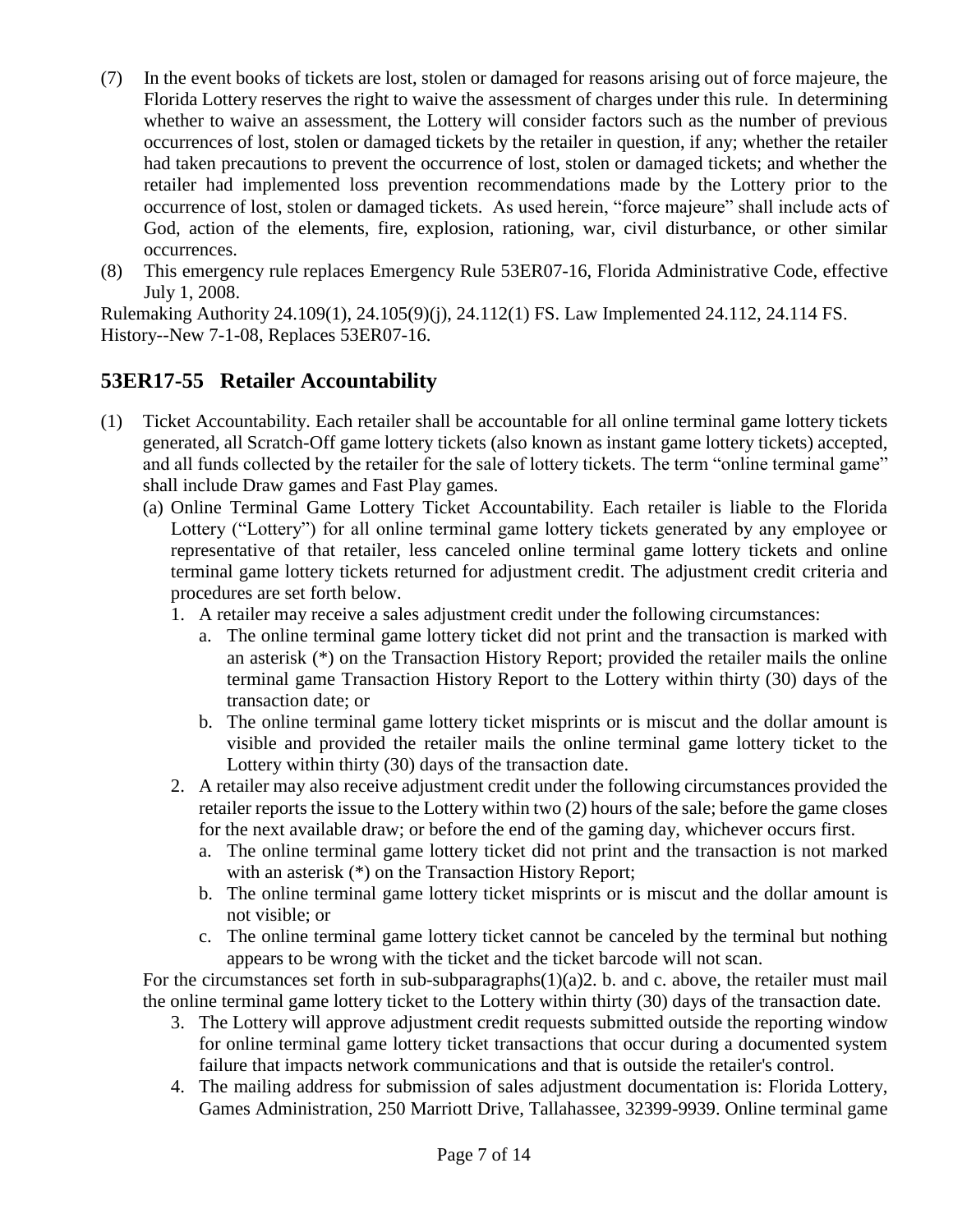(7) In the event books of tickets are lost, stolen or damaged for reasons arising out of force majeure, the Florida Lottery reserves the right to waive the assessment of charges under this rule. In determining whether to waive an assessment, the Lottery will consider factors such as the number of previous occurrences of lost, stolen or damaged tickets by the retailer in question, if any; whether the retailer had taken precautions to prevent the occurrence of lost, stolen or damaged tickets; and whether the retailer had implemented loss prevention recommendations made by the Lottery prior to the occurrence of lost, stolen or damaged tickets. As used herein, "force majeure" shall include acts of God, action of the elements, fire, explosion, rationing, war, civil disturbance, or other similar occurrences.

(8) This emergency rule replaces Emergency Rule 53ER07-16, Florida Administrative Code, effective July 1, 2008.

Rulemaking Authority 24.109(1), 24.105(9)(j), 24.112(1) FS. Law Implemented 24.112, 24.114 FS. History--New 7-1-08, Replaces 53ER07-16.

## 53ER17-55 Retailer Accountability

(1) Ticket Accountability. Each retailer shall be accountable for all online terminal game lottery tickets generated, all Scratch-Off game lottery tickets (also known as instant game lottery tickets) accepted, and all funds collected by the retailer for the sale of lottery tickets. The term "online terminal game" shall include Draw games and Fast Play games.

(a) Online Terminal Game Lottery Ticket Accountability. Each retailer is liable to the Florida Lottery ("Lottery") for all online terminal game lottery tickets generated by any employee or representative of that retailer, less canceled online terminal game lottery tickets and online terminal game lottery tickets returned for adjustment credit. The adjustment credit criteria and procedures are set forth below.

1. A retailer may receive a sales adjustment credit under the following circumstances:

a. The online terminal game lottery ticket did not print and the transaction is marked with an asterisk (*) on the Transaction History Report; provided the retailer mails the online terminal game Transaction History Report to the Lottery within thirty (30) days of the transaction date; or

b. The online terminal game lottery ticket misprints or is miscut and the dollar amount is visible and provided the retailer mails the online terminal game lottery ticket to the Lottery within thirty (30) days of the transaction date.

2. A retailer may also receive adjustment credit under the following circumstances provided the retailer reports the issue to the Lottery within two (2) hours of the sale; before the game closes for the next available draw; or before the end of the gaming day, whichever occurs first.

a. The online terminal game lottery ticket did not print and the transaction is not marked with an asterisk (*) on the Transaction History Report;

b. The online terminal game lottery ticket misprints or is miscut and the dollar amount is not visible; or

c. The online terminal game lottery ticket cannot be canceled by the terminal but nothing appears to be wrong with the ticket and the ticket barcode will not scan.

For the circumstances set forth in sub-subparagraphs(1)(a)2. b. and c. above, the retailer must mail the online terminal game lottery ticket to the Lottery within thirty (30) days of the transaction date.

3. The Lottery will approve adjustment credit requests submitted outside the reporting window for online terminal game lottery ticket transactions that occur during a documented system failure that impacts network communications and that is outside the retailer's control.

4. The mailing address for submission of sales adjustment documentation is: Florida Lottery, Games Administration, 250 Marriott Drive, Tallahassee, 32399-9939. Online terminal game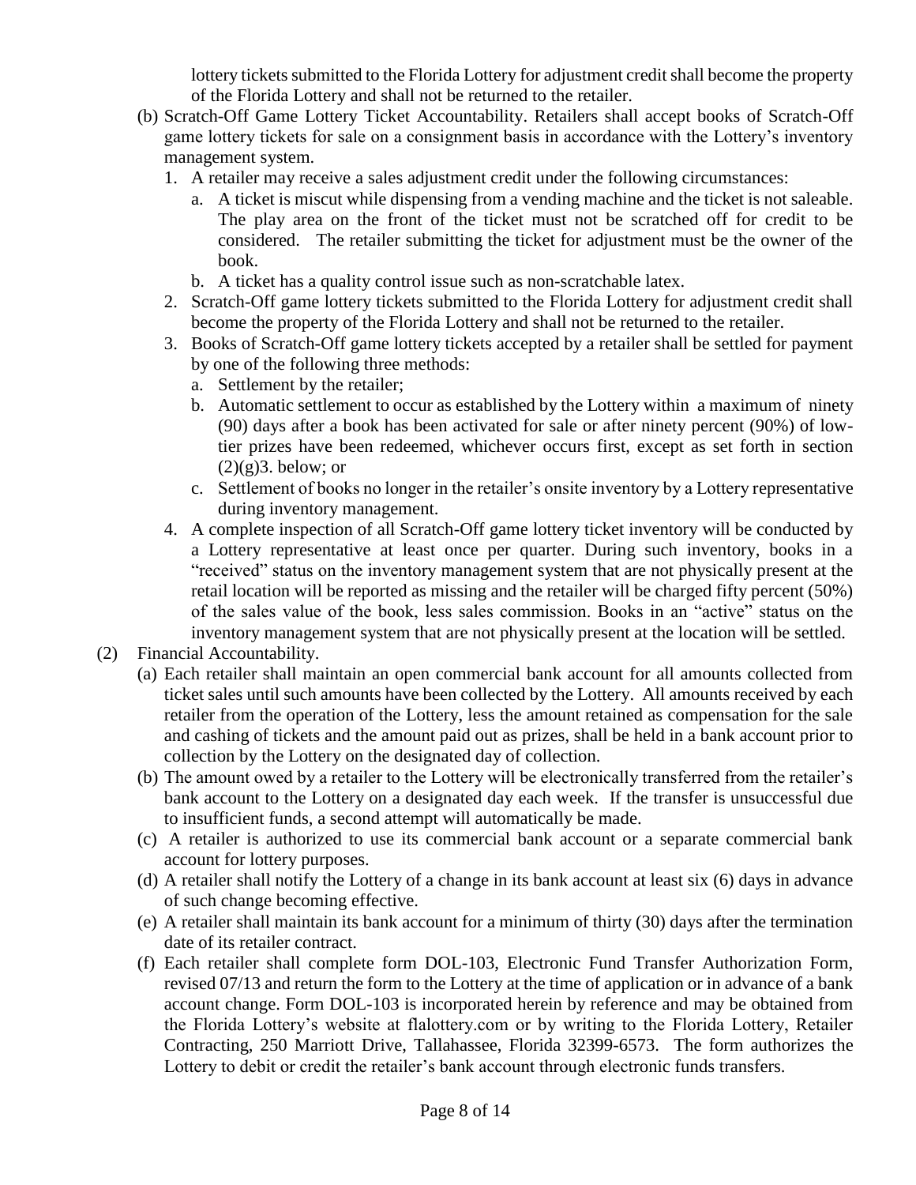lottery tickets submitted to the Florida Lottery for adjustment credit shall become the property of the Florida Lottery and shall not be returned to the retailer.

(b) Scratch-Off Game Lottery Ticket Accountability. Retailers shall accept books of Scratch-Off game lottery tickets for sale on a consignment basis in accordance with the Lottery's inventory management system.

1. A retailer may receive a sales adjustment credit under the following circumstances:
   a. A ticket is miscut while dispensing from a vending machine and the ticket is not saleable. The play area on the front of the ticket must not be scratched off for credit to be considered. The retailer submitting the ticket for adjustment must be the owner of the book.
   b. A ticket has a quality control issue such as non-scratchable latex.
2. Scratch-Off game lottery tickets submitted to the Florida Lottery for adjustment credit shall become the property of the Florida Lottery and shall not be returned to the retailer.
3. Books of Scratch-Off game lottery tickets accepted by a retailer shall be settled for payment by one of the following three methods:
   a. Settlement by the retailer;
   b. Automatic settlement to occur as established by the Lottery within a maximum of ninety (90) days after a book has been activated for sale or after ninety percent (90%) of low-tier prizes have been redeemed, whichever occurs first, except as set forth in section (2)(g)3. below; or
   c. Settlement of books no longer in the retailer's onsite inventory by a Lottery representative during inventory management.
4. A complete inspection of all Scratch-Off game lottery ticket inventory will be conducted by a Lottery representative at least once per quarter. During such inventory, books in a "received" status on the inventory management system that are not physically present at the retail location will be reported as missing and the retailer will be charged fifty percent (50%) of the sales value of the book, less sales commission. Books in an "active" status on the inventory management system that are not physically present at the location will be settled.

(2) Financial Accountability.

(a) Each retailer shall maintain an open commercial bank account for all amounts collected from ticket sales until such amounts have been collected by the Lottery. All amounts received by each retailer from the operation of the Lottery, less the amount retained as compensation for the sale and cashing of tickets and the amount paid out as prizes, shall be held in a bank account prior to collection by the Lottery on the designated day of collection.

(b) The amount owed by a retailer to the Lottery will be electronically transferred from the retailer's bank account to the Lottery on a designated day each week. If the transfer is unsuccessful due to insufficient funds, a second attempt will automatically be made.

(c) A retailer is authorized to use its commercial bank account or a separate commercial bank account for lottery purposes.

(d) A retailer shall notify the Lottery of a change in its bank account at least six (6) days in advance of such change becoming effective.

(e) A retailer shall maintain its bank account for a minimum of thirty (30) days after the termination date of its retailer contract.

(f) Each retailer shall complete form DOL-103, Electronic Fund Transfer Authorization Form, revised 07/13 and return the form to the Lottery at the time of application or in advance of a bank account change. Form DOL-103 is incorporated herein by reference and may be obtained from the Florida Lottery's website at flalottery.com or by writing to the Florida Lottery, Retailer Contracting, 250 Marriott Drive, Tallahassee, Florida 32399-6573. The form authorizes the Lottery to debit or credit the retailer's bank account through electronic funds transfers.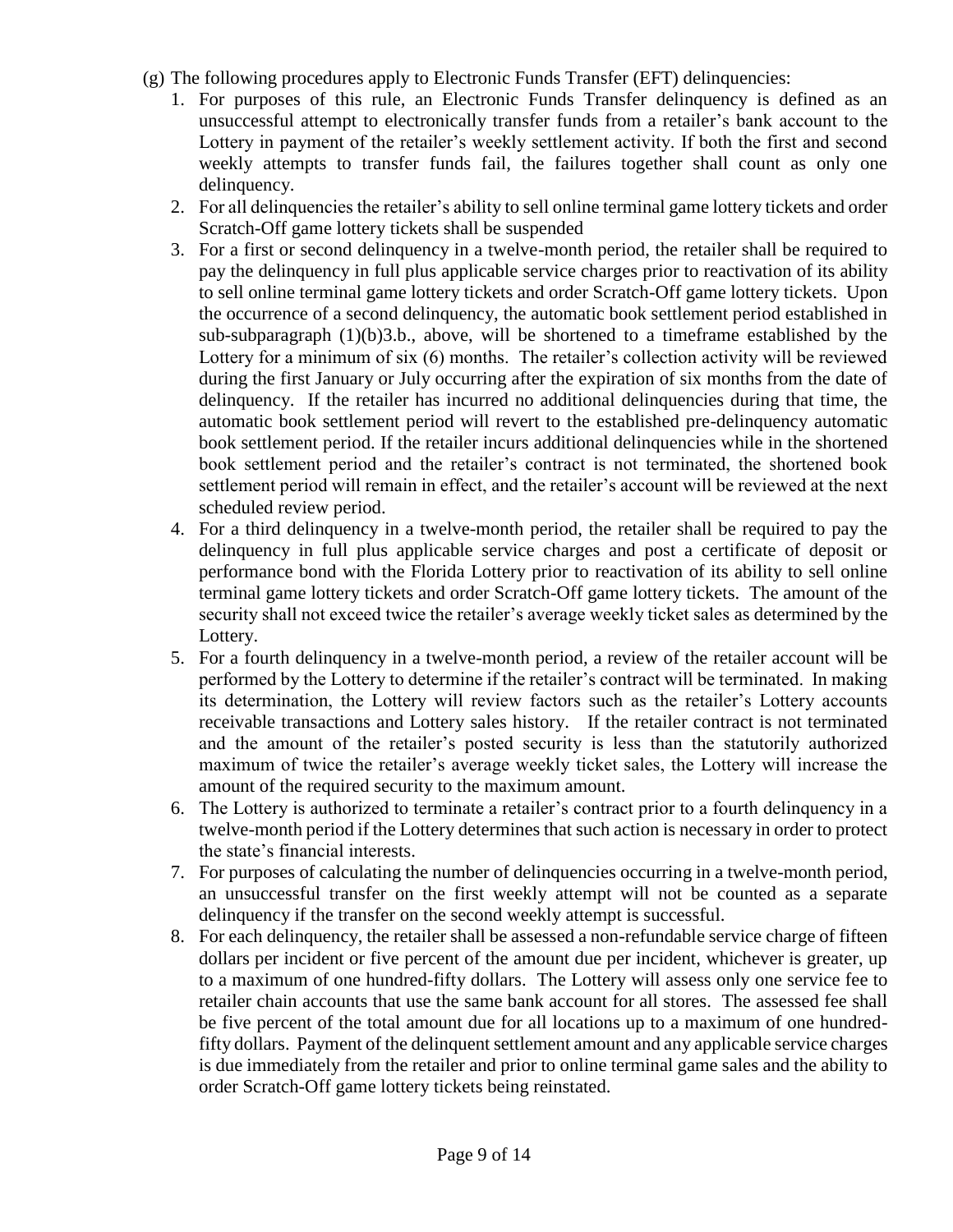(g) The following procedures apply to Electronic Funds Transfer (EFT) delinquencies:

1. For purposes of this rule, an Electronic Funds Transfer delinquency is defined as an unsuccessful attempt to electronically transfer funds from a retailer's bank account to the Lottery in payment of the retailer's weekly settlement activity. If both the first and second weekly attempts to transfer funds fail, the failures together shall count as only one delinquency.
2. For all delinquencies the retailer's ability to sell online terminal game lottery tickets and order Scratch-Off game lottery tickets shall be suspended
3. For a first or second delinquency in a twelve-month period, the retailer shall be required to pay the delinquency in full plus applicable service charges prior to reactivation of its ability to sell online terminal game lottery tickets and order Scratch-Off game lottery tickets. Upon the occurrence of a second delinquency, the automatic book settlement period established in sub-subparagraph (1)(b)3.b., above, will be shortened to a timeframe established by the Lottery for a minimum of six (6) months. The retailer's collection activity will be reviewed during the first January or July occurring after the expiration of six months from the date of delinquency. If the retailer has incurred no additional delinquencies during that time, the automatic book settlement period will revert to the established pre-delinquency automatic book settlement period. If the retailer incurs additional delinquencies while in the shortened book settlement period and the retailer's contract is not terminated, the shortened book settlement period will remain in effect, and the retailer's account will be reviewed at the next scheduled review period.
4. For a third delinquency in a twelve-month period, the retailer shall be required to pay the delinquency in full plus applicable service charges and post a certificate of deposit or performance bond with the Florida Lottery prior to reactivation of its ability to sell online terminal game lottery tickets and order Scratch-Off game lottery tickets. The amount of the security shall not exceed twice the retailer's average weekly ticket sales as determined by the Lottery.
5. For a fourth delinquency in a twelve-month period, a review of the retailer account will be performed by the Lottery to determine if the retailer's contract will be terminated. In making its determination, the Lottery will review factors such as the retailer's Lottery accounts receivable transactions and Lottery sales history. If the retailer contract is not terminated and the amount of the retailer's posted security is less than the statutorily authorized maximum of twice the retailer's average weekly ticket sales, the Lottery will increase the amount of the required security to the maximum amount.
6. The Lottery is authorized to terminate a retailer's contract prior to a fourth delinquency in a twelve-month period if the Lottery determines that such action is necessary in order to protect the state's financial interests.
7. For purposes of calculating the number of delinquencies occurring in a twelve-month period, an unsuccessful transfer on the first weekly attempt will not be counted as a separate delinquency if the transfer on the second weekly attempt is successful.
8. For each delinquency, the retailer shall be assessed a non-refundable service charge of fifteen dollars per incident or five percent of the amount due per incident, whichever is greater, up to a maximum of one hundred-fifty dollars. The Lottery will assess only one service fee to retailer chain accounts that use the same bank account for all stores. The assessed fee shall be five percent of the total amount due for all locations up to a maximum of one hundred-fifty dollars. Payment of the delinquent settlement amount and any applicable service charges is due immediately from the retailer and prior to online terminal game sales and the ability to order Scratch-Off game lottery tickets being reinstated.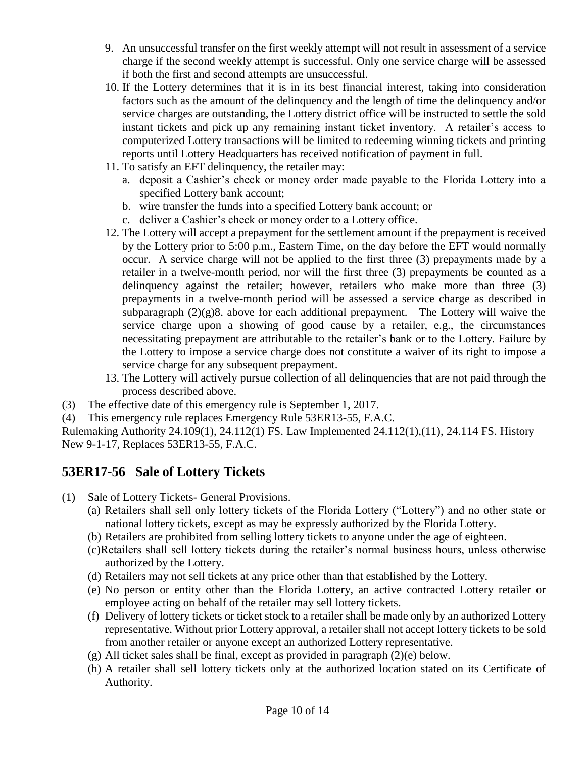9. An unsuccessful transfer on the first weekly attempt will not result in assessment of a service charge if the second weekly attempt is successful. Only one service charge will be assessed if both the first and second attempts are unsuccessful.
10. If the Lottery determines that it is in its best financial interest, taking into consideration factors such as the amount of the delinquency and the length of time the delinquency and/or service charges are outstanding, the Lottery district office will be instructed to settle the sold instant tickets and pick up any remaining instant ticket inventory. A retailer's access to computerized Lottery transactions will be limited to redeeming winning tickets and printing reports until Lottery Headquarters has received notification of payment in full.
11. To satisfy an EFT delinquency, the retailer may:
    a. deposit a Cashier's check or money order made payable to the Florida Lottery into a specified Lottery bank account;
    b. wire transfer the funds into a specified Lottery bank account; or
    c. deliver a Cashier's check or money order to a Lottery office.
12. The Lottery will accept a prepayment for the settlement amount if the prepayment is received by the Lottery prior to 5:00 p.m., Eastern Time, on the day before the EFT would normally occur. A service charge will not be applied to the first three (3) prepayments made by a retailer in a twelve-month period, nor will the first three (3) prepayments be counted as a delinquency against the retailer; however, retailers who make more than three (3) prepayments in a twelve-month period will be assessed a service charge as described in subparagraph (2)(g)8. above for each additional prepayment. The Lottery will waive the service charge upon a showing of good cause by a retailer, e.g., the circumstances necessitating prepayment are attributable to the retailer's bank or to the Lottery. Failure by the Lottery to impose a service charge does not constitute a waiver of its right to impose a service charge for any subsequent prepayment.
13. The Lottery will actively pursue collection of all delinquencies that are not paid through the process described above.

(3) The effective date of this emergency rule is September 1, 2017.

(4) This emergency rule replaces Emergency Rule 53ER13-55, F.A.C.

Rulemaking Authority 24.109(1), 24.112(1) FS. Law Implemented 24.112(1),(11), 24.114 FS. History—New 9-1-17, Replaces 53ER13-55, F.A.C.

## 53ER17-56 Sale of Lottery Tickets

(1) Sale of Lottery Tickets- General Provisions.
  (a) Retailers shall sell only lottery tickets of the Florida Lottery ("Lottery") and no other state or national lottery tickets, except as may be expressly authorized by the Florida Lottery.
  (b) Retailers are prohibited from selling lottery tickets to anyone under the age of eighteen.
  (c) Retailers shall sell lottery tickets during the retailer's normal business hours, unless otherwise authorized by the Lottery.
  (d) Retailers may not sell tickets at any price other than that established by the Lottery.
  (e) No person or entity other than the Florida Lottery, an active contracted Lottery retailer or employee acting on behalf of the retailer may sell lottery tickets.
  (f) Delivery of lottery tickets or ticket stock to a retailer shall be made only by an authorized Lottery representative. Without prior Lottery approval, a retailer shall not accept lottery tickets to be sold from another retailer or anyone except an authorized Lottery representative.
  (g) All ticket sales shall be final, except as provided in paragraph (2)(e) below.
  (h) A retailer shall sell lottery tickets only at the authorized location stated on its Certificate of Authority.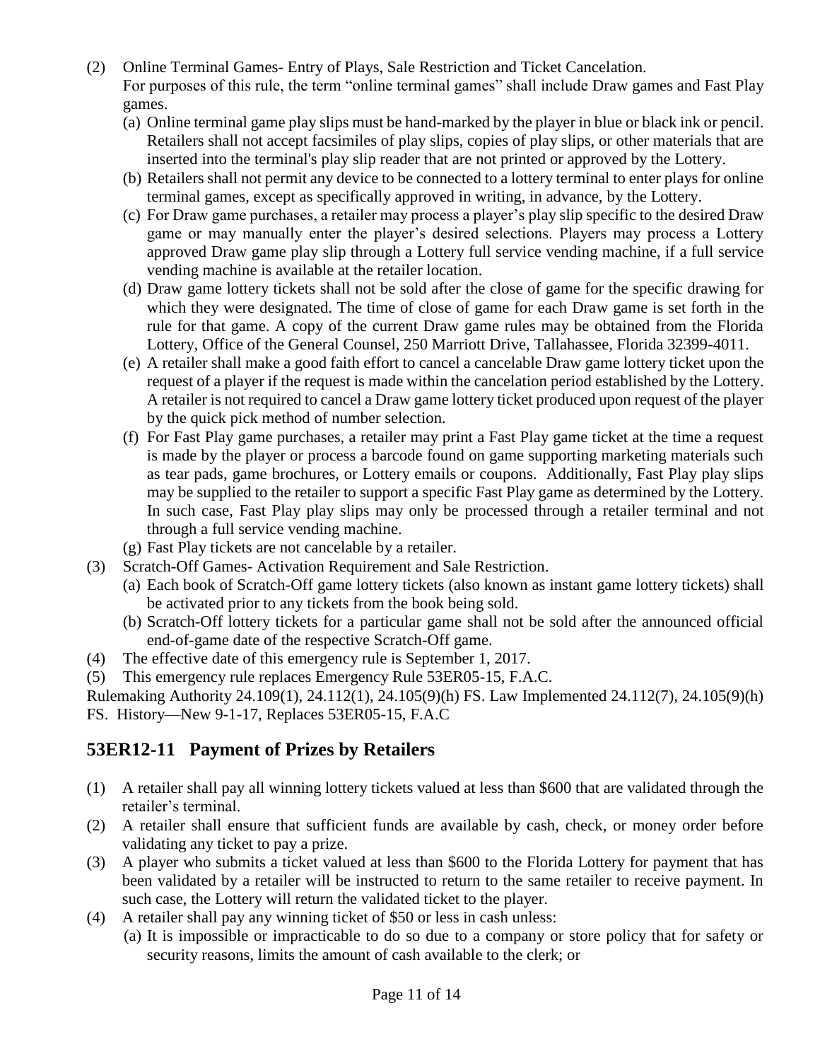(2) Online Terminal Games- Entry of Plays, Sale Restriction and Ticket Cancelation.
For purposes of this rule, the term "online terminal games" shall include Draw games and Fast Play games.

(a) Online terminal game play slips must be hand-marked by the player in blue or black ink or pencil. Retailers shall not accept facsimiles of play slips, copies of play slips, or other materials that are inserted into the terminal's play slip reader that are not printed or approved by the Lottery.

(b) Retailers shall not permit any device to be connected to a lottery terminal to enter plays for online terminal games, except as specifically approved in writing, in advance, by the Lottery.

(c) For Draw game purchases, a retailer may process a player's play slip specific to the desired Draw game or may manually enter the player's desired selections. Players may process a Lottery approved Draw game play slip through a Lottery full service vending machine, if a full service vending machine is available at the retailer location.

(d) Draw game lottery tickets shall not be sold after the close of game for the specific drawing for which they were designated. The time of close of game for each Draw game is set forth in the rule for that game. A copy of the current Draw game rules may be obtained from the Florida Lottery, Office of the General Counsel, 250 Marriott Drive, Tallahassee, Florida 32399-4011.

(e) A retailer shall make a good faith effort to cancel a cancelable Draw game lottery ticket upon the request of a player if the request is made within the cancelation period established by the Lottery. A retailer is not required to cancel a Draw game lottery ticket produced upon request of the player by the quick pick method of number selection.

(f) For Fast Play game purchases, a retailer may print a Fast Play game ticket at the time a request is made by the player or process a barcode found on game supporting marketing materials such as tear pads, game brochures, or Lottery emails or coupons. Additionally, Fast Play play slips may be supplied to the retailer to support a specific Fast Play game as determined by the Lottery. In such case, Fast Play play slips may only be processed through a retailer terminal and not through a full service vending machine.

(g) Fast Play tickets are not cancelable by a retailer.

(3) Scratch-Off Games- Activation Requirement and Sale Restriction.

(a) Each book of Scratch-Off game lottery tickets (also known as instant game lottery tickets) shall be activated prior to any tickets from the book being sold.

(b) Scratch-Off lottery tickets for a particular game shall not be sold after the announced official end-of-game date of the respective Scratch-Off game.

(4) The effective date of this emergency rule is September 1, 2017.

(5) This emergency rule replaces Emergency Rule 53ER05-15, F.A.C.

Rulemaking Authority 24.109(1), 24.112(1), 24.105(9)(h) FS. Law Implemented 24.112(7), 24.105(9)(h) FS. History—New 9-1-17, Replaces 53ER05-15, F.A.C

## 53ER12-11 Payment of Prizes by Retailers

(1) A retailer shall pay all winning lottery tickets valued at less than $600 that are validated through the retailer's terminal.

(2) A retailer shall ensure that sufficient funds are available by cash, check, or money order before validating any ticket to pay a prize.

(3) A player who submits a ticket valued at less than $600 to the Florida Lottery for payment that has been validated by a retailer will be instructed to return to the same retailer to receive payment. In such case, the Lottery will return the validated ticket to the player.

(4) A retailer shall pay any winning ticket of $50 or less in cash unless:

(a) It is impossible or impracticable to do so due to a company or store policy that for safety or security reasons, limits the amount of cash available to the clerk; or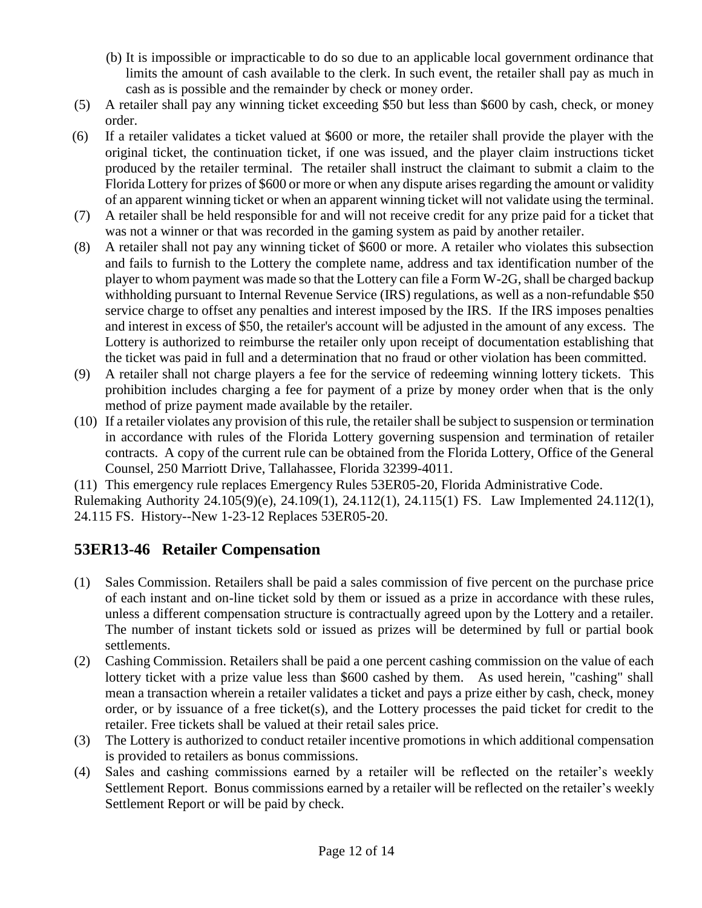(b) It is impossible or impracticable to do so due to an applicable local government ordinance that limits the amount of cash available to the clerk. In such event, the retailer shall pay as much in cash as is possible and the remainder by check or money order.

(5) A retailer shall pay any winning ticket exceeding $50 but less than $600 by cash, check, or money order.

(6) If a retailer validates a ticket valued at $600 or more, the retailer shall provide the player with the original ticket, the continuation ticket, if one was issued, and the player claim instructions ticket produced by the retailer terminal. The retailer shall instruct the claimant to submit a claim to the Florida Lottery for prizes of $600 or more or when any dispute arises regarding the amount or validity of an apparent winning ticket or when an apparent winning ticket will not validate using the terminal.

(7) A retailer shall be held responsible for and will not receive credit for any prize paid for a ticket that was not a winner or that was recorded in the gaming system as paid by another retailer.

(8) A retailer shall not pay any winning ticket of $600 or more. A retailer who violates this subsection and fails to furnish to the Lottery the complete name, address and tax identification number of the player to whom payment was made so that the Lottery can file a Form W-2G, shall be charged backup withholding pursuant to Internal Revenue Service (IRS) regulations, as well as a non-refundable $50 service charge to offset any penalties and interest imposed by the IRS. If the IRS imposes penalties and interest in excess of $50, the retailer's account will be adjusted in the amount of any excess. The Lottery is authorized to reimburse the retailer only upon receipt of documentation establishing that the ticket was paid in full and a determination that no fraud or other violation has been committed.

(9) A retailer shall not charge players a fee for the service of redeeming winning lottery tickets. This prohibition includes charging a fee for payment of a prize by money order when that is the only method of prize payment made available by the retailer.

(10) If a retailer violates any provision of this rule, the retailer shall be subject to suspension or termination in accordance with rules of the Florida Lottery governing suspension and termination of retailer contracts. A copy of the current rule can be obtained from the Florida Lottery, Office of the General Counsel, 250 Marriott Drive, Tallahassee, Florida 32399-4011.

(11) This emergency rule replaces Emergency Rules 53ER05-20, Florida Administrative Code.

Rulemaking Authority 24.105(9)(e), 24.109(1), 24.112(1), 24.115(1) FS. Law Implemented 24.112(1), 24.115 FS. History--New 1-23-12 Replaces 53ER05-20.

## 53ER13-46 Retailer Compensation

(1) Sales Commission. Retailers shall be paid a sales commission of five percent on the purchase price of each instant and on-line ticket sold by them or issued as a prize in accordance with these rules, unless a different compensation structure is contractually agreed upon by the Lottery and a retailer. The number of instant tickets sold or issued as prizes will be determined by full or partial book settlements.

(2) Cashing Commission. Retailers shall be paid a one percent cashing commission on the value of each lottery ticket with a prize value less than $600 cashed by them. As used herein, "cashing" shall mean a transaction wherein a retailer validates a ticket and pays a prize either by cash, check, money order, or by issuance of a free ticket(s), and the Lottery processes the paid ticket for credit to the retailer. Free tickets shall be valued at their retail sales price.

(3) The Lottery is authorized to conduct retailer incentive promotions in which additional compensation is provided to retailers as bonus commissions.

(4) Sales and cashing commissions earned by a retailer will be reflected on the retailer's weekly Settlement Report. Bonus commissions earned by a retailer will be reflected on the retailer's weekly Settlement Report or will be paid by check.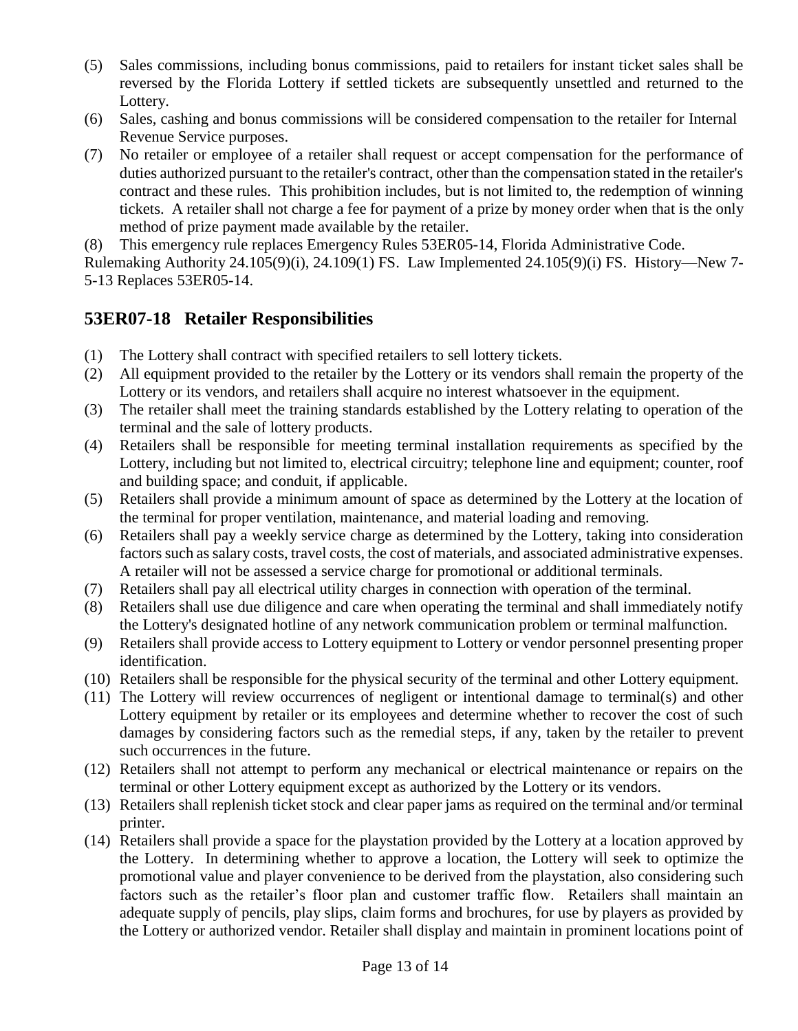(5) Sales commissions, including bonus commissions, paid to retailers for instant ticket sales shall be reversed by the Florida Lottery if settled tickets are subsequently unsettled and returned to the Lottery.

(6) Sales, cashing and bonus commissions will be considered compensation to the retailer for Internal Revenue Service purposes.

(7) No retailer or employee of a retailer shall request or accept compensation for the performance of duties authorized pursuant to the retailer's contract, other than the compensation stated in the retailer's contract and these rules. This prohibition includes, but is not limited to, the redemption of winning tickets. A retailer shall not charge a fee for payment of a prize by money order when that is the only method of prize payment made available by the retailer.

(8) This emergency rule replaces Emergency Rules 53ER05-14, Florida Administrative Code.

Rulemaking Authority 24.105(9)(i), 24.109(1) FS. Law Implemented 24.105(9)(i) FS. History—New 7-5-13 Replaces 53ER05-14.

## 53ER07-18 Retailer Responsibilities

(1) The Lottery shall contract with specified retailers to sell lottery tickets.

(2) All equipment provided to the retailer by the Lottery or its vendors shall remain the property of the Lottery or its vendors, and retailers shall acquire no interest whatsoever in the equipment.

(3) The retailer shall meet the training standards established by the Lottery relating to operation of the terminal and the sale of lottery products.

(4) Retailers shall be responsible for meeting terminal installation requirements as specified by the Lottery, including but not limited to, electrical circuitry; telephone line and equipment; counter, roof and building space; and conduit, if applicable.

(5) Retailers shall provide a minimum amount of space as determined by the Lottery at the location of the terminal for proper ventilation, maintenance, and material loading and removing.

(6) Retailers shall pay a weekly service charge as determined by the Lottery, taking into consideration factors such as salary costs, travel costs, the cost of materials, and associated administrative expenses. A retailer will not be assessed a service charge for promotional or additional terminals.

(7) Retailers shall pay all electrical utility charges in connection with operation of the terminal.

(8) Retailers shall use due diligence and care when operating the terminal and shall immediately notify the Lottery's designated hotline of any network communication problem or terminal malfunction.

(9) Retailers shall provide access to Lottery equipment to Lottery or vendor personnel presenting proper identification.

(10) Retailers shall be responsible for the physical security of the terminal and other Lottery equipment.

(11) The Lottery will review occurrences of negligent or intentional damage to terminal(s) and other Lottery equipment by retailer or its employees and determine whether to recover the cost of such damages by considering factors such as the remedial steps, if any, taken by the retailer to prevent such occurrences in the future.

(12) Retailers shall not attempt to perform any mechanical or electrical maintenance or repairs on the terminal or other Lottery equipment except as authorized by the Lottery or its vendors.

(13) Retailers shall replenish ticket stock and clear paper jams as required on the terminal and/or terminal printer.

(14) Retailers shall provide a space for the playstation provided by the Lottery at a location approved by the Lottery. In determining whether to approve a location, the Lottery will seek to optimize the promotional value and player convenience to be derived from the playstation, also considering such factors such as the retailer's floor plan and customer traffic flow. Retailers shall maintain an adequate supply of pencils, play slips, claim forms and brochures, for use by players as provided by the Lottery or authorized vendor. Retailer shall display and maintain in prominent locations point of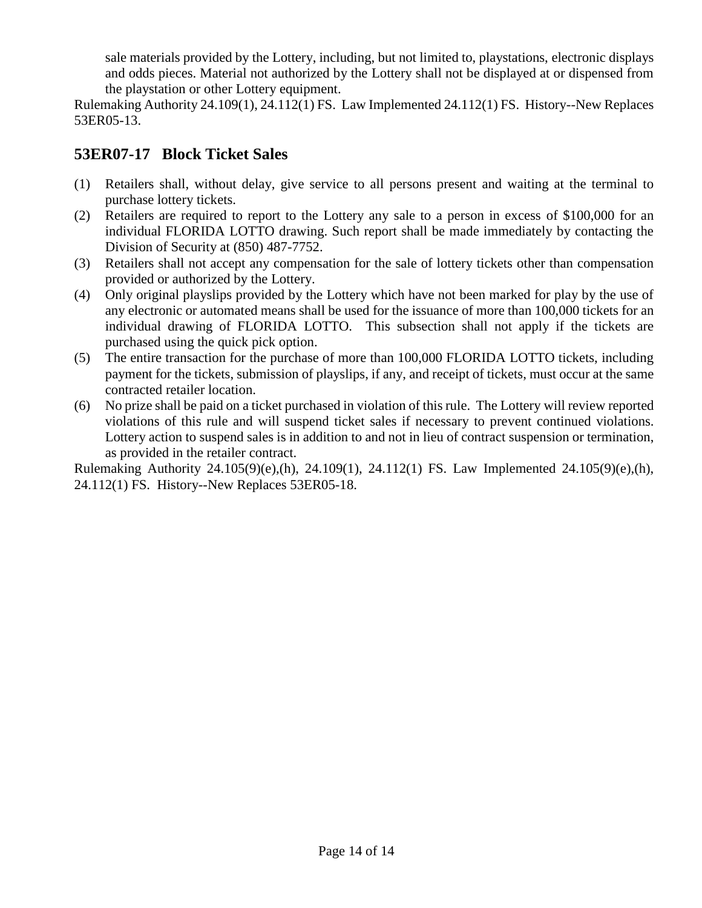sale materials provided by the Lottery, including, but not limited to, playstations, electronic displays and odds pieces. Material not authorized by the Lottery shall not be displayed at or dispensed from the playstation or other Lottery equipment.

Rulemaking Authority 24.109(1), 24.112(1) FS. Law Implemented 24.112(1) FS. History--New Replaces 53ER05-13.

## 53ER07-17 Block Ticket Sales

(1) Retailers shall, without delay, give service to all persons present and waiting at the terminal to purchase lottery tickets.

(2) Retailers are required to report to the Lottery any sale to a person in excess of $100,000 for an individual FLORIDA LOTTO drawing. Such report shall be made immediately by contacting the Division of Security at (850) 487-7752.

(3) Retailers shall not accept any compensation for the sale of lottery tickets other than compensation provided or authorized by the Lottery.

(4) Only original playslips provided by the Lottery which have not been marked for play by the use of any electronic or automated means shall be used for the issuance of more than 100,000 tickets for an individual drawing of FLORIDA LOTTO. This subsection shall not apply if the tickets are purchased using the quick pick option.

(5) The entire transaction for the purchase of more than 100,000 FLORIDA LOTTO tickets, including payment for the tickets, submission of playslips, if any, and receipt of tickets, must occur at the same contracted retailer location.

(6) No prize shall be paid on a ticket purchased in violation of this rule. The Lottery will review reported violations of this rule and will suspend ticket sales if necessary to prevent continued violations. Lottery action to suspend sales is in addition to and not in lieu of contract suspension or termination, as provided in the retailer contract.

Rulemaking Authority 24.105(9)(e),(h), 24.109(1), 24.112(1) FS. Law Implemented 24.105(9)(e),(h), 24.112(1) FS. History--New Replaces 53ER05-18.